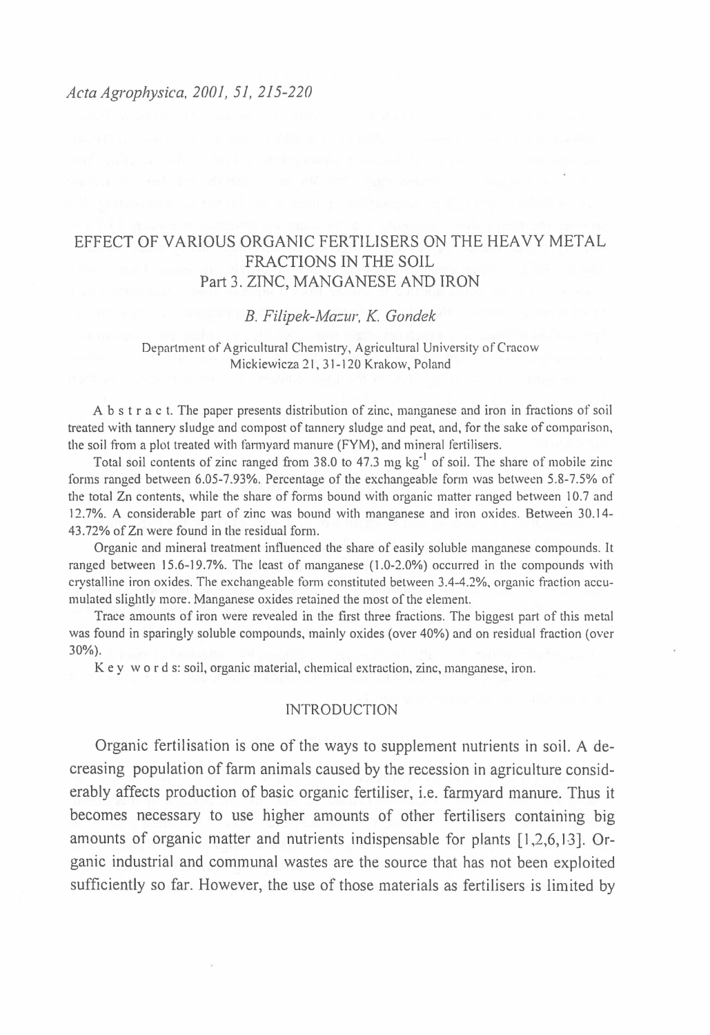# EFFECT OF VARIOUS ORGANIC FERTILISERS ON THE HEAVY METAL FRACTIONS IN THE SOIL
## Part 3. ZINC, MANGANESE AND IRON

*B. Filipek-Mazur, K. Gondek*

Department of Agricultural Chemistry, Agricultural University of Cracow
Mickiewicza 21, 31-120 Krakow, Poland

**A b s t r a c t.** The paper presents distribution of zinc, manganese and iron in fractions of soil treated with tannery sludge and compost of tannery sludge and peat, and, for the sake of comparison, the soil from a plot treated with farmyard manure (FYM), and mineral fertilisers.

Total soil contents of zinc ranged from 38.0 to 47.3 mg $kg^{-1}$ of soil. The share of mobile zinc forms ranged between 6.05-7.93%. Percentage of the exchangeable form was between 5.8-7.5% of the total Zn contents, while the share of forms bound with organic matter ranged between 10.7 and 12.7%. A considerable part of zinc was bound with manganese and iron oxides. Between 30.14-43.72% of Zn were found in the residual form.

Organic and mineral treatment influenced the share of easily soluble manganese compounds. It ranged between 15.6-19.7%. The least of manganese (1.0-2.0%) occurred in the compounds with crystalline iron oxides. The exchangeable form constituted between 3.4-4.2%, organic fraction accumulated slightly more. Manganese oxides retained the most of the element.

Trace amounts of iron were revealed in the first three fractions. The biggest part of this metal was found in sparingly soluble compounds, mainly oxides (over 40%) and on residual fraction (over 30%).

**K e y w o r d s:** soil, organic material, chemical extraction, zinc, manganese, iron.

## INTRODUCTION

Organic fertilisation is one of the ways to supplement nutrients in soil. A decreasing population of farm animals caused by the recession in agriculture considerably affects production of basic organic fertiliser, i.e. farmyard manure. Thus it becomes necessary to use higher amounts of other fertilisers containing big amounts of organic matter and nutrients indispensable for plants [1,2,6,13]. Organic industrial and communal wastes are the source that has not been exploited sufficiently so far. However, the use of those materials as fertilisers is limited by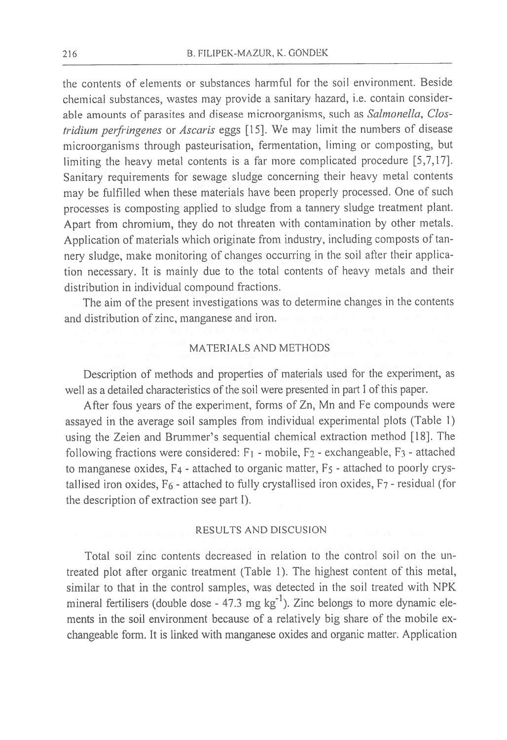the contents of elements or substances harmful for the soil environment. Beside chemical substances, wastes may provide a sanitary hazard, i.e. contain considerable amounts of parasites and disease microorganisms, such as *Salmonella*, *Clostridium perfringenes* or *Ascaris* eggs [15]. We may limit the numbers of disease microorganisms through pasteurisation, fermentation, liming or composting, but limiting the heavy metal contents is a far more complicated procedure [5,7,17]. Sanitary requirements for sewage sludge concerning their heavy metal contents may be fulfilled when these materials have been properly processed. One of such processes is composting applied to sludge from a tannery sludge treatment plant. Apart from chromium, they do not threaten with contamination by other metals. Application of materials which originate from industry, including composts of tannery sludge, make monitoring of changes occurring in the soil after their application necessary. It is mainly due to the total contents of heavy metals and their distribution in individual compound fractions.

The aim of the present investigations was to determine changes in the contents and distribution of zinc, manganese and iron.

## MATERIALS AND METHODS

Description of methods and properties of materials used for the experiment, as well as a detailed characteristics of the soil were presented in part I of this paper.

After fous years of the experiment, forms of Zn, Mn and Fe compounds were assayed in the average soil samples from individual experimental plots (Table 1) using the Zeien and Brummer's sequential chemical extraction method [18]. The following fractions were considered: $F_1$ - mobile, $F_2$ - exchangeable, $F_3$ - attached to manganese oxides, $F_4$ - attached to organic matter, $F_5$ - attached to poorly crystallised iron oxides, $F_6$ - attached to fully crystallised iron oxides, $F_7$ - residual (for the description of extraction see part I).

## RESULTS AND DISCUSION

Total soil zinc contents decreased in relation to the control soil on the untreated plot after organic treatment (Table 1). The highest content of this metal, similar to that in the control samples, was detected in the soil treated with NPK mineral fertilisers (double dose - 47.3 mg kg$^{-1}$). Zinc belongs to more dynamic elements in the soil environment because of a relatively big share of the mobile exchangeable form. It is linked with manganese oxides and organic matter. Application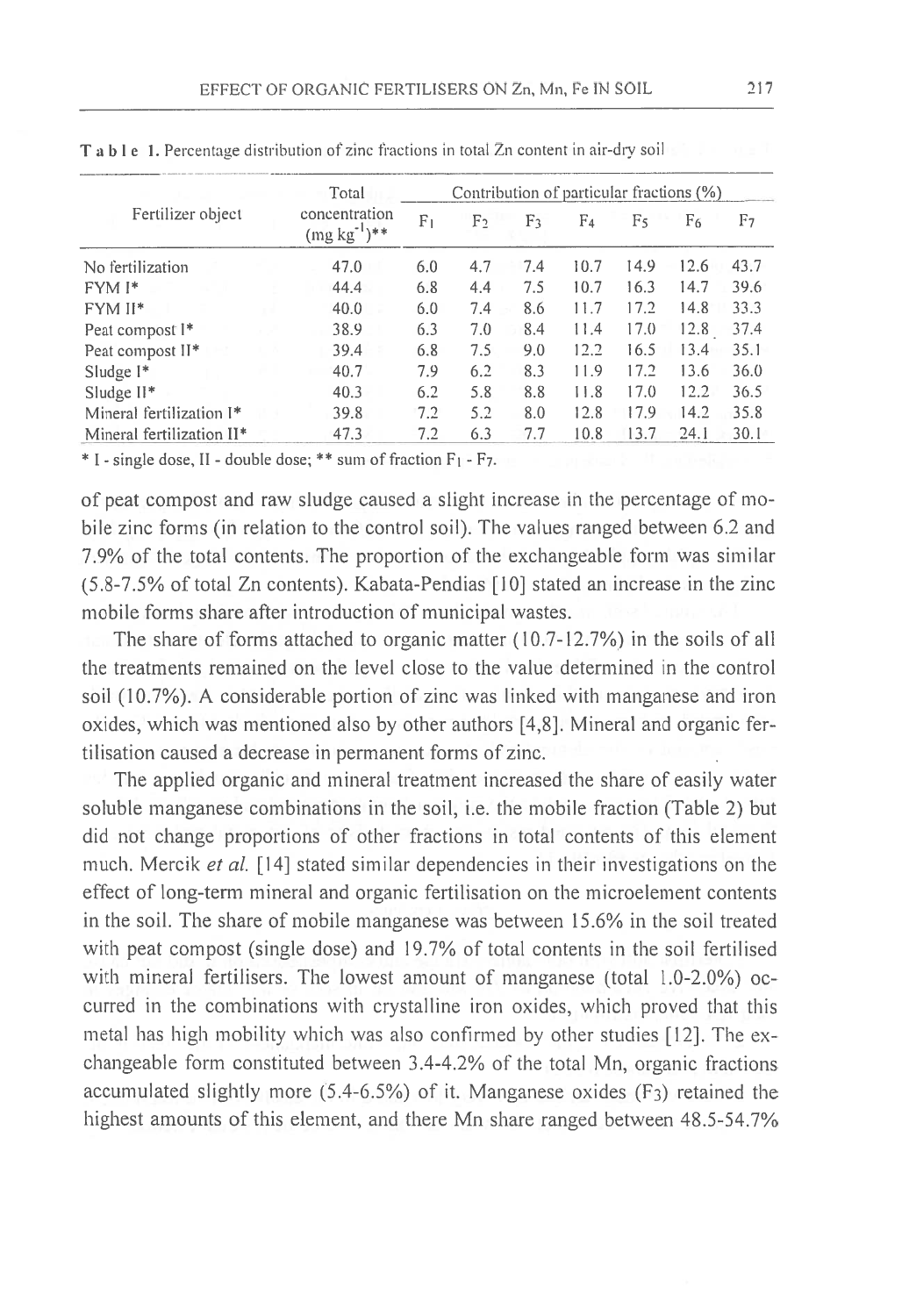**Table 1.** Percentage distribution of zinc fractions in total Zn content in air-dry soil

| Fertilizer object | Total concentration (mg kg$^{-1}$)** | Contribution of particular fractions (%) | | | | | | |
|---|---|---|---|---|---|---|---|---|
| | | $F_1$ | $F_2$ | $F_3$ | $F_4$ | $F_5$ | $F_6$ | $F_7$ |
| No fertilization | 47.0 | 6.0 | 4.7 | 7.4 | 10.7 | 14.9 | 12.6 | 43.7 |
| FYM I* | 44.4 | 6.8 | 4.4 | 7.5 | 10.7 | 16.3 | 14.7 | 39.6 |
| FYM II* | 40.0 | 6.0 | 7.4 | 8.6 | 11.7 | 17.2 | 14.8 | 33.3 |
| Peat compost I* | 38.9 | 6.3 | 7.0 | 8.4 | 11.4 | 17.0 | 12.8 | 37.4 |
| Peat compost II* | 39.4 | 6.8 | 7.5 | 9.0 | 12.2 | 16.5 | 13.4 | 35.1 |
| Sludge I* | 40.7 | 7.9 | 6.2 | 8.3 | 11.9 | 17.2 | 13.6 | 36.0 |
| Sludge II* | 40.3 | 6.2 | 5.8 | 8.8 | 11.8 | 17.0 | 12.2 | 36.5 |
| Mineral fertilization I* | 39.8 | 7.2 | 5.2 | 8.0 | 12.8 | 17.9 | 14.2 | 35.8 |
| Mineral fertilization II* | 47.3 | 7.2 | 6.3 | 7.7 | 10.8 | 13.7 | 24.1 | 30.1 |

\* I - single dose, II - double dose; ** sum of fraction $F_1$ - $F_7$.

of peat compost and raw sludge caused a slight increase in the percentage of mobile zinc forms (in relation to the control soil). The values ranged between 6.2 and 7.9% of the total contents. The proportion of the exchangeable form was similar (5.8-7.5% of total Zn contents). Kabata-Pendias [10] stated an increase in the zinc mobile forms share after introduction of municipal wastes.

The share of forms attached to organic matter (10.7-12.7%) in the soils of all the treatments remained on the level close to the value determined in the control soil (10.7%). A considerable portion of zinc was linked with manganese and iron oxides, which was mentioned also by other authors [4,8]. Mineral and organic fertilisation caused a decrease in permanent forms of zinc.

The applied organic and mineral treatment increased the share of easily water soluble manganese combinations in the soil, i.e. the mobile fraction (Table 2) but did not change proportions of other fractions in total contents of this element much. Mercik *et al.* [14] stated similar dependencies in their investigations on the effect of long-term mineral and organic fertilisation on the microelement contents in the soil. The share of mobile manganese was between 15.6% in the soil treated with peat compost (single dose) and 19.7% of total contents in the soil fertilised with mineral fertilisers. The lowest amount of manganese (total 1.0-2.0%) occurred in the combinations with crystalline iron oxides, which proved that this metal has high mobility which was also confirmed by other studies [12]. The exchangeable form constituted between 3.4-4.2% of the total Mn, organic fractions accumulated slightly more (5.4-6.5%) of it. Manganese oxides ($F_3$) retained the highest amounts of this element, and there Mn share ranged between 48.5-54.7%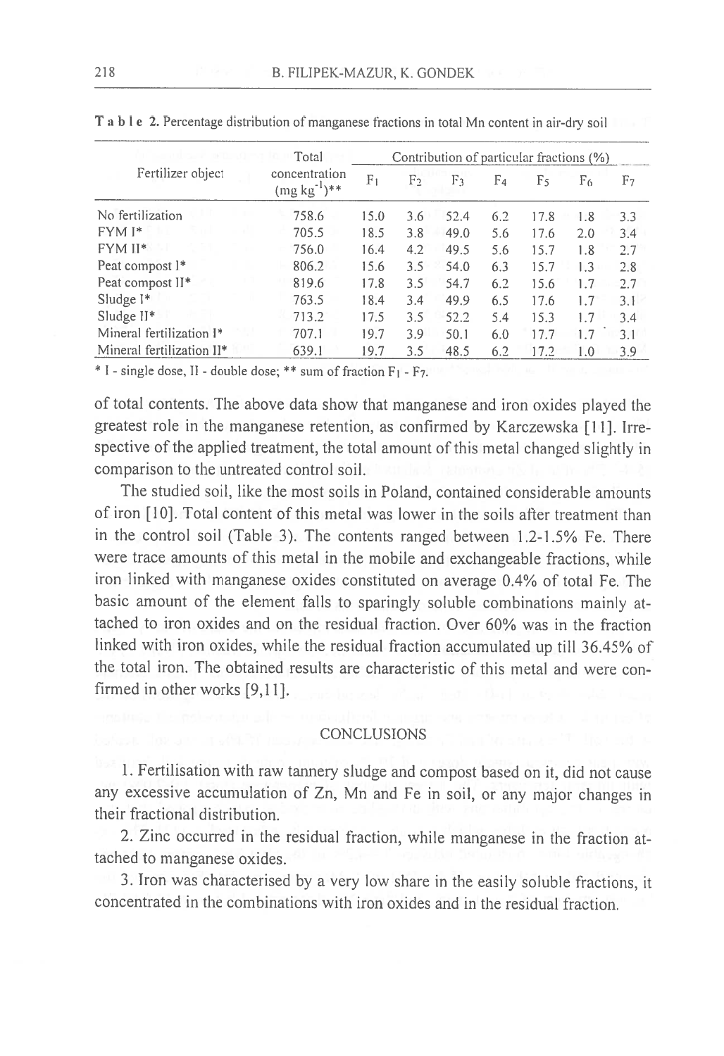**Table 2.** Percentage distribution of manganese fractions in total Mn content in air-dry soil

| Fertilizer object | Total concentration (mg kg$^{-1}$)** | Contribution of particular fractions (%) | | | | | | |
|---|---|---|---|---|---|---|---|---|
| | | $F_1$ | $F_2$ | $F_3$ | $F_4$ | $F_5$ | $F_6$ | $F_7$ |
| No fertilization | 758.6 | 15.0 | 3.6 | 52.4 | 6.2 | 17.8 | 1.8 | 3.3 |
| FYM I* | 705.5 | 18.5 | 3.8 | 49.0 | 5.6 | 17.6 | 2.0 | 3.4 |
| FYM II* | 756.0 | 16.4 | 4.2 | 49.5 | 5.6 | 15.7 | 1.8 | 2.7 |
| Peat compost I* | 806.2 | 15.6 | 3.5 | 54.0 | 6.3 | 15.7 | 1.3 | 2.8 |
| Peat compost II* | 819.6 | 17.8 | 3.5 | 54.7 | 6.2 | 15.6 | 1.7 | 2.7 |
| Sludge I* | 763.5 | 18.4 | 3.4 | 49.9 | 6.5 | 17.6 | 1.7 | 3.1 |
| Sludge II* | 713.2 | 17.5 | 3.5 | 52.2 | 5.4 | 15.3 | 1.7 | 3.4 |
| Mineral fertilization I* | 707.1 | 19.7 | 3.9 | 50.1 | 6.0 | 17.7 | 1.7 | 3.1 |
| Mineral fertilization II* | 639.1 | 19.7 | 3.5 | 48.5 | 6.2 | 17.2 | 1.0 | 3.9 |

\* I - single dose, II - double dose; ** sum of fraction $F_1$ - $F_7$.

of total contents. The above data show that manganese and iron oxides played the greatest role in the manganese retention, as confirmed by Karczewska [11]. Irrespective of the applied treatment, the total amount of this metal changed slightly in comparison to the untreated control soil.

The studied soil, like the most soils in Poland, contained considerable amounts of iron [10]. Total content of this metal was lower in the soils after treatment than in the control soil (Table 3). The contents ranged between 1.2-1.5% Fe. There were trace amounts of this metal in the mobile and exchangeable fractions, while iron linked with manganese oxides constituted on average 0.4% of total Fe. The basic amount of the element falls to sparingly soluble combinations mainly attached to iron oxides and on the residual fraction. Over 60% was in the fraction linked with iron oxides, while the residual fraction accumulated up till 36.45% of the total iron. The obtained results are characteristic of this metal and were confirmed in other works [9,11].

## CONCLUSIONS

1. Fertilisation with raw tannery sludge and compost based on it, did not cause any excessive accumulation of Zn, Mn and Fe in soil, or any major changes in their fractional distribution.

2. Zinc occurred in the residual fraction, while manganese in the fraction attached to manganese oxides.

3. Iron was characterised by a very low share in the easily soluble fractions, it concentrated in the combinations with iron oxides and in the residual fraction.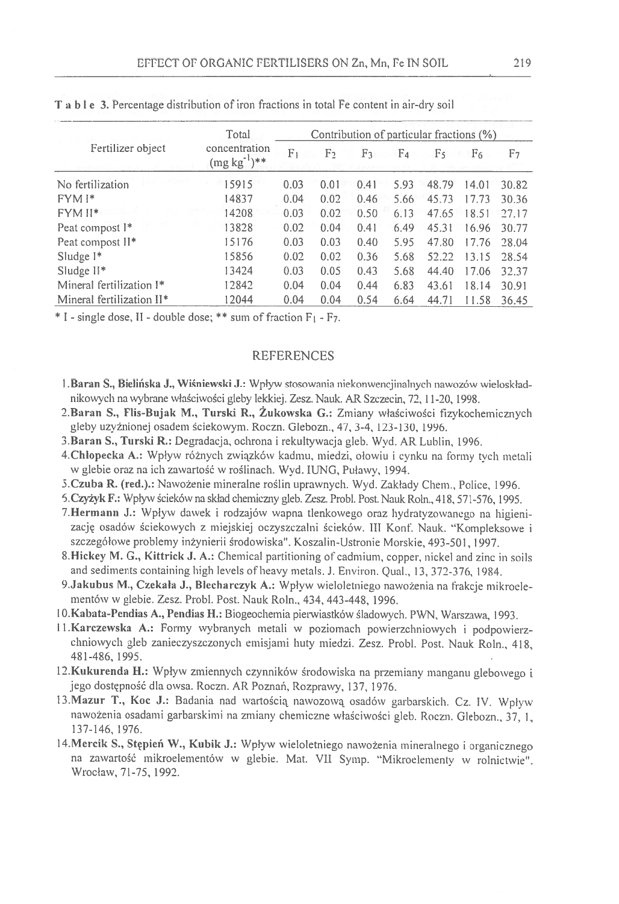**Table 3.** Percentage distribution of iron fractions in total Fe content in air-dry soil

| Fertilizer object | Total concentration $(mg\ kg^{-1})$** | Contribution of particular fractions (%) | | | | | | |
|---|---|---|---|---|---|---|---|---|
| | | $F_1$ | $F_2$ | $F_3$ | $F_4$ | $F_5$ | $F_6$ | $F_7$ |
| No fertilization | 15915 | 0.03 | 0.01 | 0.41 | 5.93 | 48.79 | 14.01 | 30.82 |
| FYM I* | 14837 | 0.04 | 0.02 | 0.46 | 5.66 | 45.73 | 17.73 | 30.36 |
| FYM II* | 14208 | 0.03 | 0.02 | 0.50 | 6.13 | 47.65 | 18.51 | 27.17 |
| Peat compost I* | 13828 | 0.02 | 0.04 | 0.41 | 6.49 | 45.31 | 16.96 | 30.77 |
| Peat compost II* | 15176 | 0.03 | 0.03 | 0.40 | 5.95 | 47.80 | 17.76 | 28.04 |
| Sludge I* | 15856 | 0.02 | 0.02 | 0.36 | 5.68 | 52.22 | 13.15 | 28.54 |
| Sludge II* | 13424 | 0.03 | 0.05 | 0.43 | 5.68 | 44.40 | 17.06 | 32.37 |
| Mineral fertilization I* | 12842 | 0.04 | 0.04 | 0.44 | 6.83 | 43.61 | 18.14 | 30.91 |
| Mineral fertilization II* | 12044 | 0.04 | 0.04 | 0.54 | 6.64 | 44.71 | 11.58 | 36.45 |

\* I - single dose, II - double dose; ** sum of fraction $F_1$ - $F_7$.

## REFERENCES

1. **Baran S., Bielińska J., Wiśniewski J.:** Wpływ stosowania niekonwencjinalnych nawozów wieloskładnikowych na wybrane właściwości gleby lekkiej. Zesz. Nauk. AR Szczecin, 72, 11-20, 1998.
2. **Baran S., Flis-Bujak M., Turski R., Żukowska G.:** Zmiany właściwości fizykochemicznych gleby użyźnionej osadem ściekowym. Roczn. Glebozn., 47, 3-4, 123-130, 1996.
3. **Baran S., Turski R.:** Degradacja, ochrona i rekultywacja gleb. Wyd. AR Lublin, 1996.
4. **Chłopecka A.:** Wpływ różnych związków kadmu, miedzi, ołowiu i cynku na formy tych metali w glebie oraz na ich zawartość w roślinach. Wyd. IUNG, Puławy, 1994.
5. **Czuba R. (red.).:** Nawożenie mineralne roślin uprawnych. Wyd. Zakłady Chem., Police, 1996.
6. **Czyżyk F.:** Wpływ ścieków na skład chemiczny gleb. Zesz. Probl. Post. Nauk Roln., 418, 571-576, 1995.
7. **Hermann J.:** Wpływ dawek i rodzajów wapna tlenkowego oraz hydratyzowanego na higienizację osadów ściekowych z miejskiej oczyszczalni ścieków. III Konf. Nauk. "Kompleksowe i szczegółowe problemy inżynierii środowiska". Koszalin-Ustronie Morskie, 493-501, 1997.
8. **Hickey M. G., Kittrick J. A.:** Chemical partitioning of cadmium, copper, nickel and zinc in soils and sediments containing high levels of heavy metals. J. Environ. Qual., 13, 372-376, 1984.
9. **Jakubus M., Czekała J., Blecharczyk A.:** Wpływ wieloletniego nawożenia na frakcje mikroelementów w glebie. Zesz. Probl. Post. Nauk Roln., 434, 443-448, 1996.
10. **Kabata-Pendias A., Pendias H.:** Biogeochemia pierwiastków śladowych. PWN, Warszawa, 1993.
11. **Karczewska A.:** Formy wybranych metali w poziomach powierzchniowych i podpowierzchniowych gleb zanieczyszczonych emisjami huty miedzi. Zesz. Probl. Post. Nauk Roln., 418, 481-486, 1995.
12. **Kukurenda H.:** Wpływ zmiennych czynników środowiska na przemiany manganu glebowego i jego dostępność dla owsa. Roczn. AR Poznań, Rozprawy, 137, 1976.
13. **Mazur T., Koc J.:** Badania nad wartością nawozową osadów garbarskich. Cz. IV. Wpływ nawożenia osadami garbarskimi na zmiany chemiczne właściwości gleb. Roczn. Glebozn., 37, 1, 137-146, 1976.
14. **Mercik S., Stępień W., Kubik J.:** Wpływ wieloletniego nawożenia mineralnego i organicznego na zawartość mikroelementów w glebie. Mat. VII Symp. "Mikroelementy w rolnictwie". Wrocław, 71-75, 1992.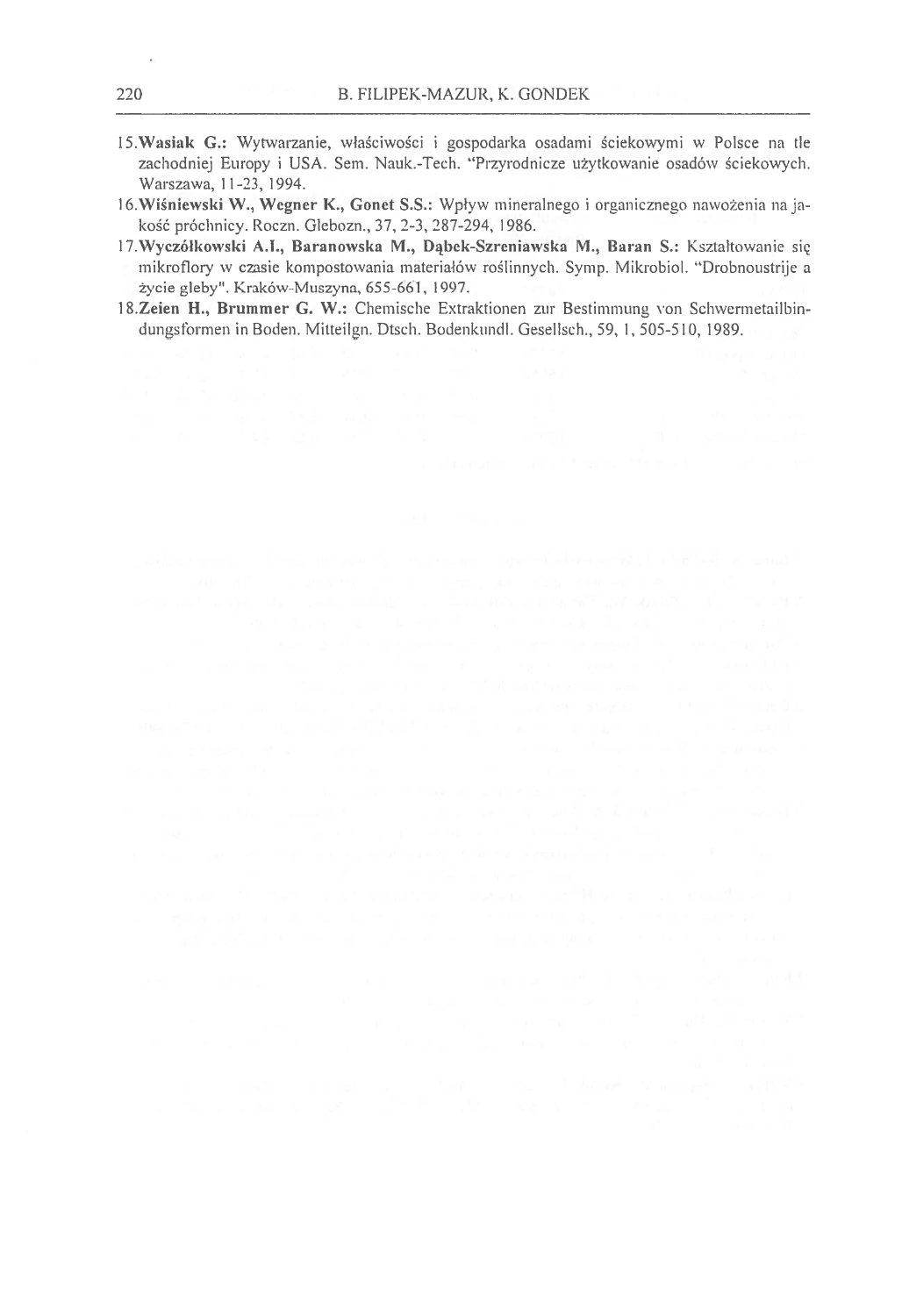15. **Wasiak G.**: Wytwarzanie, właściwości i gospodarka osadami ściekowymi w Polsce na tle zachodniej Europy i USA. Sem. Nauk.-Tech. "Przyrodnicze użytkowanie osadów ściekowych. Warszawa, 11-23, 1994.
16. **Wiśniewski W., Wegner K., Gonet S.S.**: Wpływ mineralnego i organicznego nawożenia na jakość próchnicy. Roczn. Glebozn., 37, 2-3, 287-294, 1986.
17. **Wyczółkowski A.I., Baranowska M., Dąbek-Szreniawska M., Baran S.**: Kształtowanie się mikroflory w czasie kompostowania materiałów roślinnych. Symp. Mikrobiol. "Drobnoustrije a życie gleby". Kraków-Muszyna, 655-661, 1997.
18. **Zeien H., Brummer G. W.**: Chemische Extraktionen zur Bestimmung von Schwermetailbindungsformen in Boden. Mitteilgn. Dtsch. Bodenkundl. Gesellsch., 59, 1, 505-510, 1989.